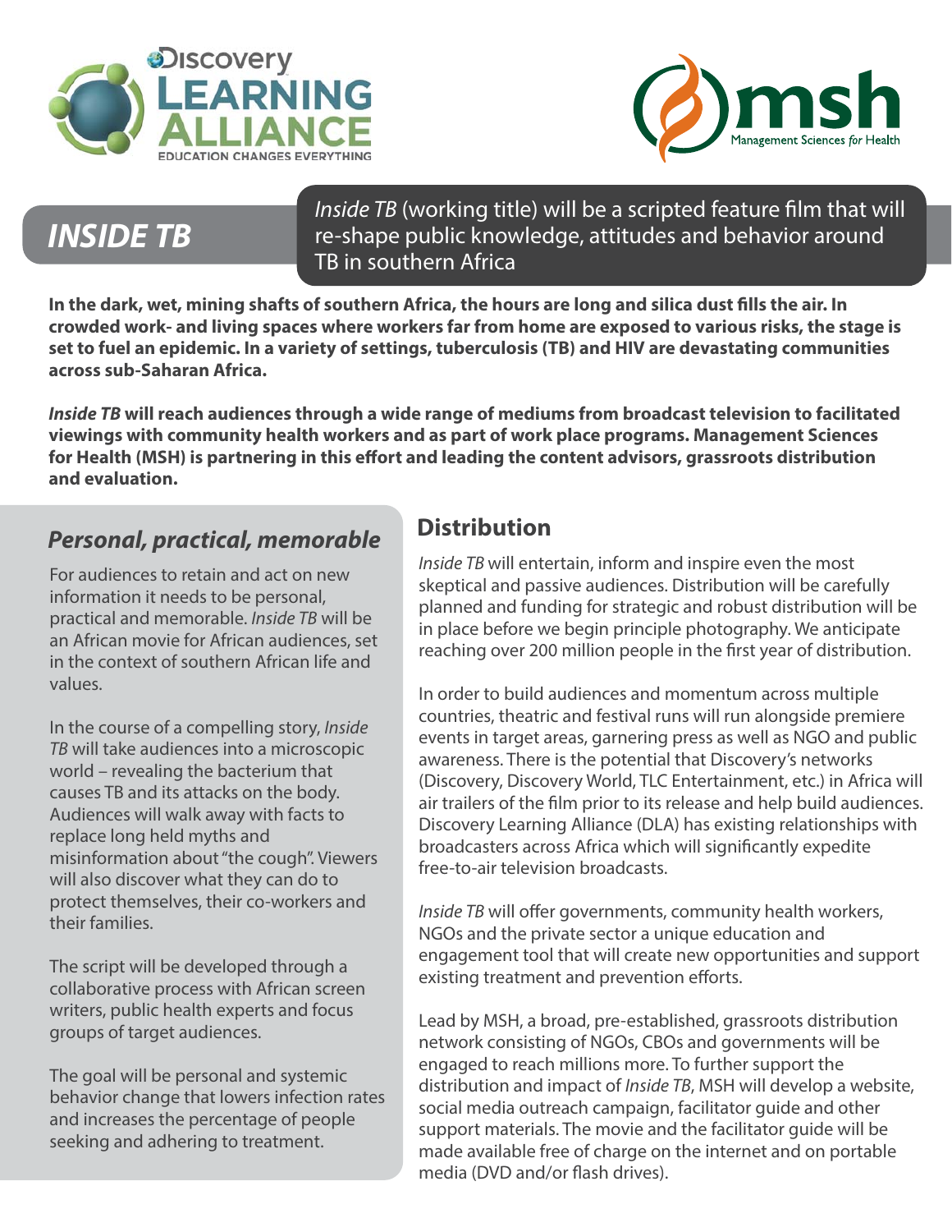# INSIDE TB

*Inside TB* (working title) will be a scripted feature film that will re-shape public knowledge, attitudes and behavior around TB in southern Africa

**In the dark, wet, mining shafts of southern Africa, the hours are long and silica dust fills the air. In crowded work- and living spaces where workers far from home are exposed to various risks, the stage is set to fuel an epidemic. In a variety of settings, tuberculosis (TB) and HIV are devastating communities across sub-Saharan Africa.**

***Inside TB*** **will reach audiences through a wide range of mediums from broadcast television to facilitated viewings with community health workers and as part of work place programs. Management Sciences for Health (MSH) is partnering in this effort and leading the content advisors, grassroots distribution and evaluation.**

## *Personal, practical, memorable*

For audiences to retain and act on new information it needs to be personal, practical and memorable. *Inside TB* will be an African movie for African audiences, set in the context of southern African life and values.

In the course of a compelling story, *Inside TB* will take audiences into a microscopic world – revealing the bacterium that causes TB and its attacks on the body. Audiences will walk away with facts to replace long held myths and misinformation about "the cough". Viewers will also discover what they can do to protect themselves, their co-workers and their families.

The script will be developed through a collaborative process with African screen writers, public health experts and focus groups of target audiences.

The goal will be personal and systemic behavior change that lowers infection rates and increases the percentage of people seeking and adhering to treatment.

## Distribution

*Inside TB* will entertain, inform and inspire even the most skeptical and passive audiences. Distribution will be carefully planned and funding for strategic and robust distribution will be in place before we begin principle photography. We anticipate reaching over 200 million people in the first year of distribution.

In order to build audiences and momentum across multiple countries, theatric and festival runs will run alongside premiere events in target areas, garnering press as well as NGO and public awareness. There is the potential that Discovery's networks (Discovery, Discovery World, TLC Entertainment, etc.) in Africa will air trailers of the film prior to its release and help build audiences. Discovery Learning Alliance (DLA) has existing relationships with broadcasters across Africa which will significantly expedite free-to-air television broadcasts.

*Inside TB* will offer governments, community health workers, NGOs and the private sector a unique education and engagement tool that will create new opportunities and support existing treatment and prevention efforts.

Lead by MSH, a broad, pre-established, grassroots distribution network consisting of NGOs, CBOs and governments will be engaged to reach millions more. To further support the distribution and impact of *Inside TB*, MSH will develop a website, social media outreach campaign, facilitator guide and other support materials. The movie and the facilitator guide will be made available free of charge on the internet and on portable media (DVD and/or flash drives).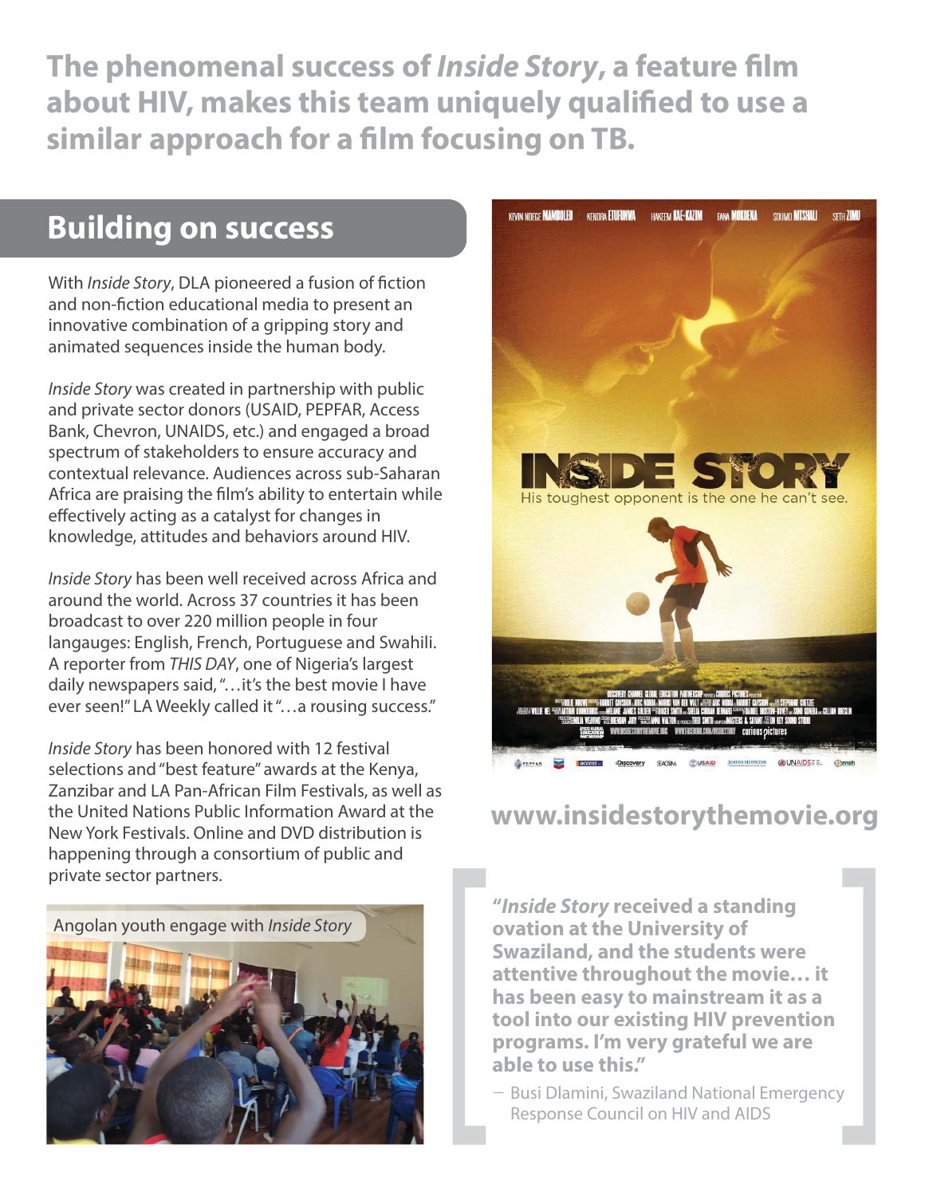**The phenomenal success of *Inside Story*, a feature film about HIV, makes this team uniquely qualified to use a similar approach for a film focusing on TB.**

## Building on success

With *Inside Story*, DLA pioneered a fusion of fiction and non-fiction educational media to present an innovative combination of a gripping story and animated sequences inside the human body.

*Inside Story* was created in partnership with public and private sector donors (USAID, PEPFAR, Access Bank, Chevron, UNAIDS, etc.) and engaged a broad spectrum of stakeholders to ensure accuracy and contextual relevance. Audiences across sub-Saharan Africa are praising the film's ability to entertain while effectively acting as a catalyst for changes in knowledge, attitudes and behaviors around HIV.

*Inside Story* has been well received across Africa and around the world. Across 37 countries it has been broadcast to over 220 million people in four langauges: English, French, Portuguese and Swahili. A reporter from *THIS DAY*, one of Nigeria's largest daily newspapers said, "…it's the best movie I have ever seen!" LA Weekly called it "…a rousing success."

*Inside Story* has been honored with 12 festival selections and "best feature" awards at the Kenya, Zanzibar and LA Pan-African Film Festivals, as well as the United Nations Public Information Award at the New York Festivals. Online and DVD distribution is happening through a consortium of public and private sector partners.

Angolan youth engage with *Inside Story*

INSIDE STORY

His toughest opponent is the one he can't see.

**www.insidestorythemovie.org**

> **"*Inside Story* received a standing ovation at the University of Swaziland, and the students were attentive throughout the movie… it has been easy to mainstream it as a tool into our existing HIV prevention programs. I'm very grateful we are able to use this."**
>
> – Busi Dlamini, Swaziland National Emergency Response Council on HIV and AIDS